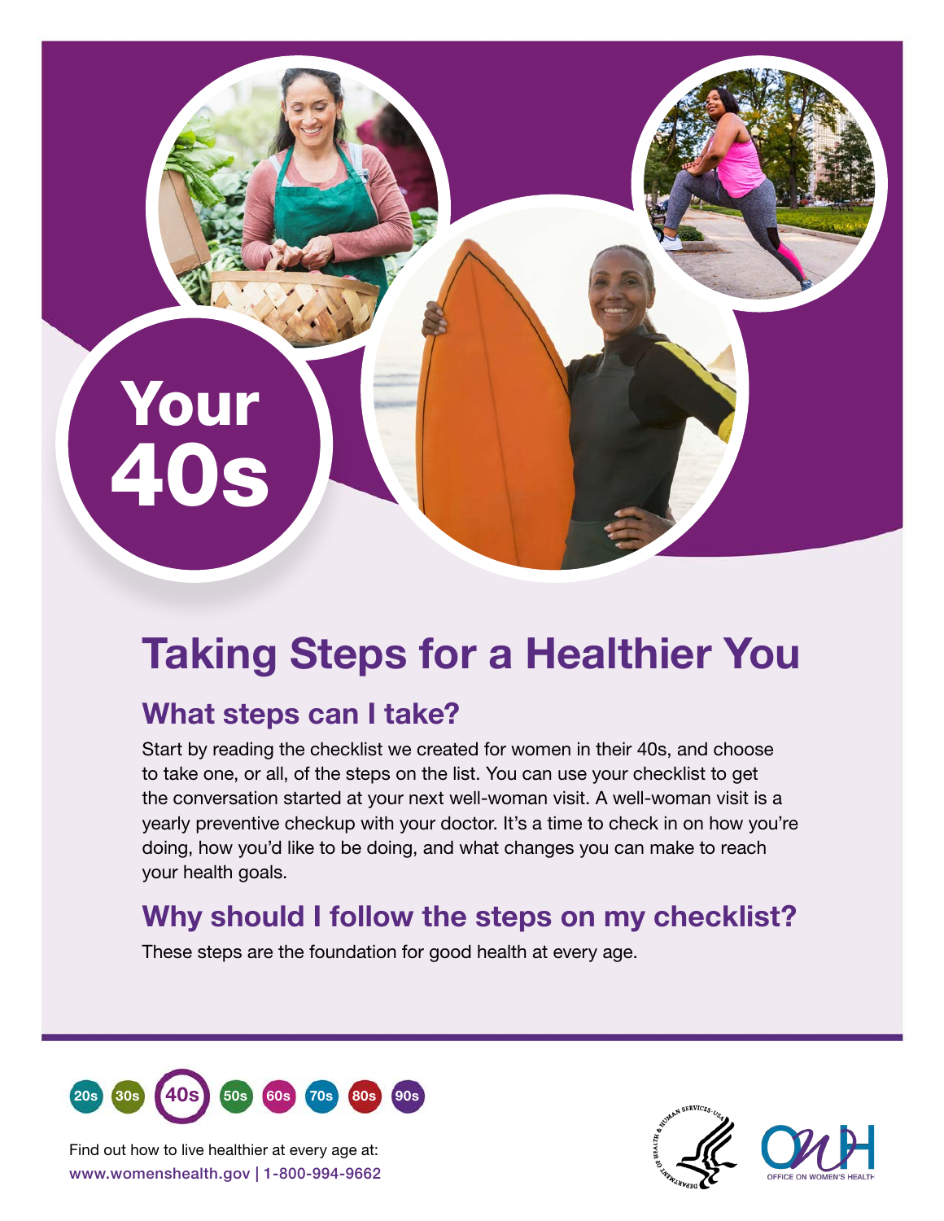# Your 40s

## Taking Steps for a Healthier You

### What steps can I take?

Start by reading the checklist we created for women in their 40s, and choose to take one, or all, of the steps on the list. You can use your checklist to get the conversation started at your next well-woman visit. A well-woman visit is a yearly preventive checkup with your doctor. It's a time to check in on how you're doing, how you'd like to be doing, and what changes you can make to reach your health goals.

### Why should I follow the steps on my checklist?

These steps are the foundation for good health at every age.

20s 30s **40s** 50s 60s 70s 80s 90s

Find out how to live healthier at every age at:
www.womenshealth.gov | 1-800-994-9662

OFFICE ON WOMEN'S HEALTH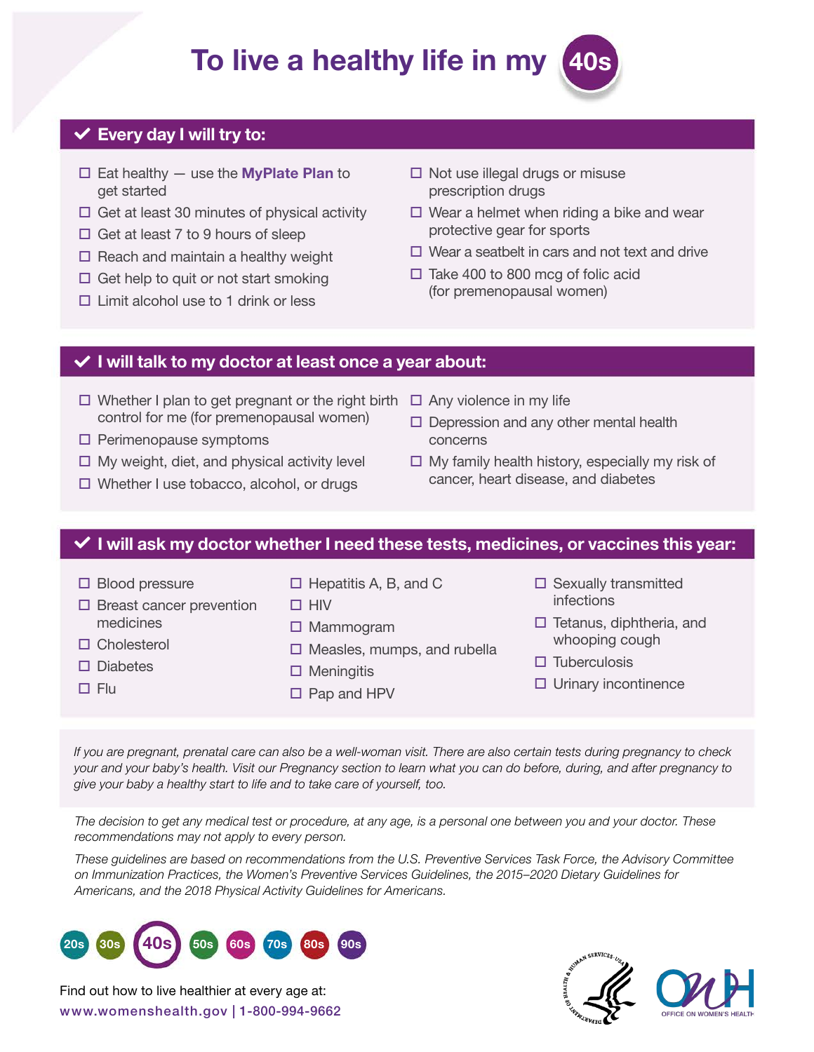# To live a healthy life in my 40s

## ✔ Every day I will try to:

- ☐ Eat healthy — use the **MyPlate Plan** to get started
- ☐ Get at least 30 minutes of physical activity
- ☐ Get at least 7 to 9 hours of sleep
- ☐ Reach and maintain a healthy weight
- ☐ Get help to quit or not start smoking
- ☐ Limit alcohol use to 1 drink or less
- ☐ Not use illegal drugs or misuse prescription drugs
- ☐ Wear a helmet when riding a bike and wear protective gear for sports
- ☐ Wear a seatbelt in cars and not text and drive
- ☐ Take 400 to 800 mcg of folic acid (for premenopausal women)

## ✔ I will talk to my doctor at least once a year about:

- ☐ Whether I plan to get pregnant or the right birth control for me (for premenopausal women)
- ☐ Perimenopause symptoms
- ☐ My weight, diet, and physical activity level
- ☐ Whether I use tobacco, alcohol, or drugs
- ☐ Any violence in my life
- ☐ Depression and any other mental health concerns
- ☐ My family health history, especially my risk of cancer, heart disease, and diabetes

## ✔ I will ask my doctor whether I need these tests, medicines, or vaccines this year:

- ☐ Blood pressure
- ☐ Breast cancer prevention medicines
- ☐ Cholesterol
- ☐ Diabetes
- ☐ Flu
- ☐ Hepatitis A, B, and C
- ☐ HIV
- ☐ Mammogram
- ☐ Measles, mumps, and rubella
- ☐ Meningitis
- ☐ Pap and HPV
- ☐ Sexually transmitted infections
- ☐ Tetanus, diphtheria, and whooping cough
- ☐ Tuberculosis
- ☐ Urinary incontinence

*If you are pregnant, prenatal care can also be a well-woman visit. There are also certain tests during pregnancy to check your and your baby's health. Visit our Pregnancy section to learn what you can do before, during, and after pregnancy to give your baby a healthy start to life and to take care of yourself, too.*

*The decision to get any medical test or procedure, at any age, is a personal one between you and your doctor. These recommendations may not apply to every person.*

*These guidelines are based on recommendations from the U.S. Preventive Services Task Force, the Advisory Committee on Immunization Practices, the Women's Preventive Services Guidelines, the 2015–2020 Dietary Guidelines for Americans, and the 2018 Physical Activity Guidelines for Americans.*

20s 30s **40s** 50s 60s 70s 80s 90s

Find out how to live healthier at every age at:
www.womenshealth.gov | 1-800-994-9662